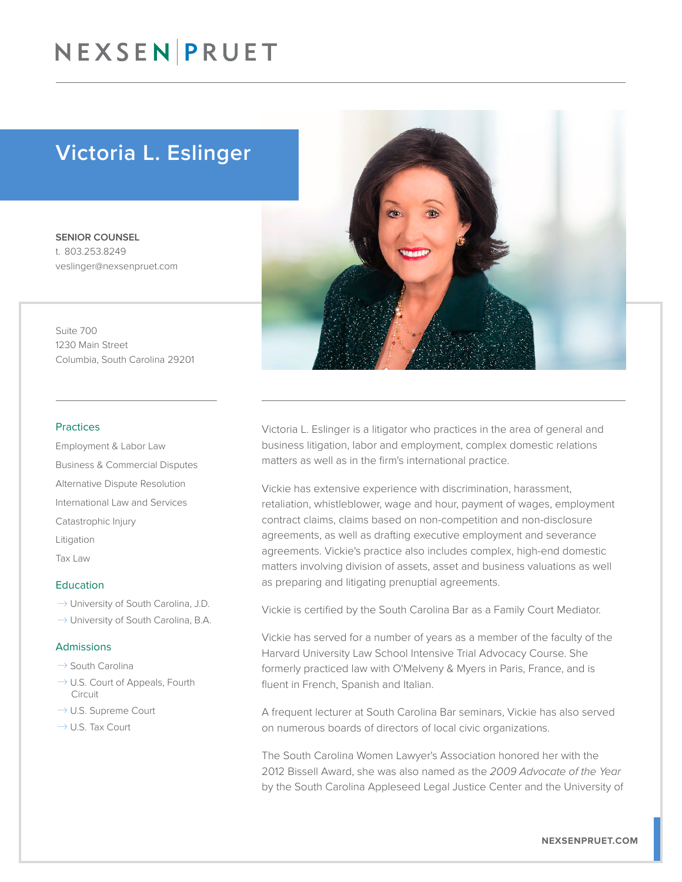# Victoria L. Eslinger

**SENIOR COUNSEL**
t. 803.253.8249
veslinger@nexsenpruet.com

Suite 700
1230 Main Street
Columbia, South Carolina 29201

## Practices

Employment & Labor Law

Business & Commercial Disputes

Alternative Dispute Resolution

International Law and Services

Catastrophic Injury

Litigation

Tax Law

## Education

- University of South Carolina, J.D.
- University of South Carolina, B.A.

## Admissions

- South Carolina
- U.S. Court of Appeals, Fourth Circuit
- U.S. Supreme Court
- U.S. Tax Court

Victoria L. Eslinger is a litigator who practices in the area of general and business litigation, labor and employment, complex domestic relations matters as well as in the firm's international practice.

Vickie has extensive experience with discrimination, harassment, retaliation, whistleblower, wage and hour, payment of wages, employment contract claims, claims based on non-competition and non-disclosure agreements, as well as drafting executive employment and severance agreements. Vickie's practice also includes complex, high-end domestic matters involving division of assets, asset and business valuations as well as preparing and litigating prenuptial agreements.

Vickie is certified by the South Carolina Bar as a Family Court Mediator.

Vickie has served for a number of years as a member of the faculty of the Harvard University Law School Intensive Trial Advocacy Course. She formerly practiced law with O'Melveny & Myers in Paris, France, and is fluent in French, Spanish and Italian.

A frequent lecturer at South Carolina Bar seminars, Vickie has also served on numerous boards of directors of local civic organizations.

The South Carolina Women Lawyer's Association honored her with the 2012 Bissell Award, she was also named as the *2009 Advocate of the Year* by the South Carolina Appleseed Legal Justice Center and the University of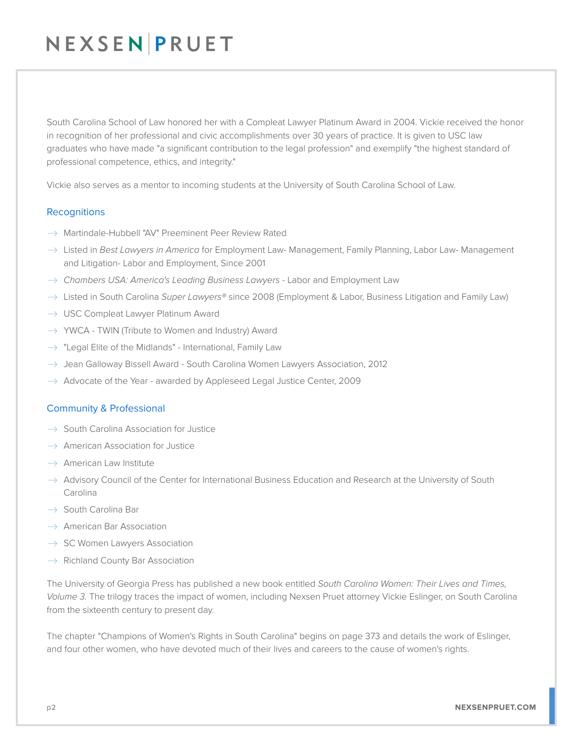South Carolina School of Law honored her with a Compleat Lawyer Platinum Award in 2004. Vickie received the honor in recognition of her professional and civic accomplishments over 30 years of practice. It is given to USC law graduates who have made "a significant contribution to the legal profession" and exemplify "the highest standard of professional competence, ethics, and integrity."

Vickie also serves as a mentor to incoming students at the University of South Carolina School of Law.

## Recognitions

- Martindale-Hubbell "AV" Preeminent Peer Review Rated
- Listed in *Best Lawyers in America* for Employment Law- Management, Family Planning, Labor Law- Management and Litigation- Labor and Employment, Since 2001
- *Chambers USA: America's Leading Business Lawyers* - Labor and Employment Law
- Listed in South Carolina *Super Lawyers®* since 2008 (Employment & Labor, Business Litigation and Family Law)
- USC Compleat Lawyer Platinum Award
- YWCA - TWIN (Tribute to Women and Industry) Award
- "Legal Elite of the Midlands" - International, Family Law
- Jean Galloway Bissell Award - South Carolina Women Lawyers Association, 2012
- Advocate of the Year - awarded by Appleseed Legal Justice Center, 2009

## Community & Professional

- South Carolina Association for Justice
- American Association for Justice
- American Law Institute
- Advisory Council of the Center for International Business Education and Research at the University of South Carolina
- South Carolina Bar
- American Bar Association
- SC Women Lawyers Association
- Richland County Bar Association

The University of Georgia Press has published a new book entitled *South Carolina Women: Their Lives and Times, Volume 3.* The trilogy traces the impact of women, including Nexsen Pruet attorney Vickie Eslinger, on South Carolina from the sixteenth century to present day.

The chapter "Champions of Women's Rights in South Carolina" begins on page 373 and details the work of Eslinger, and four other women, who have devoted much of their lives and careers to the cause of women's rights.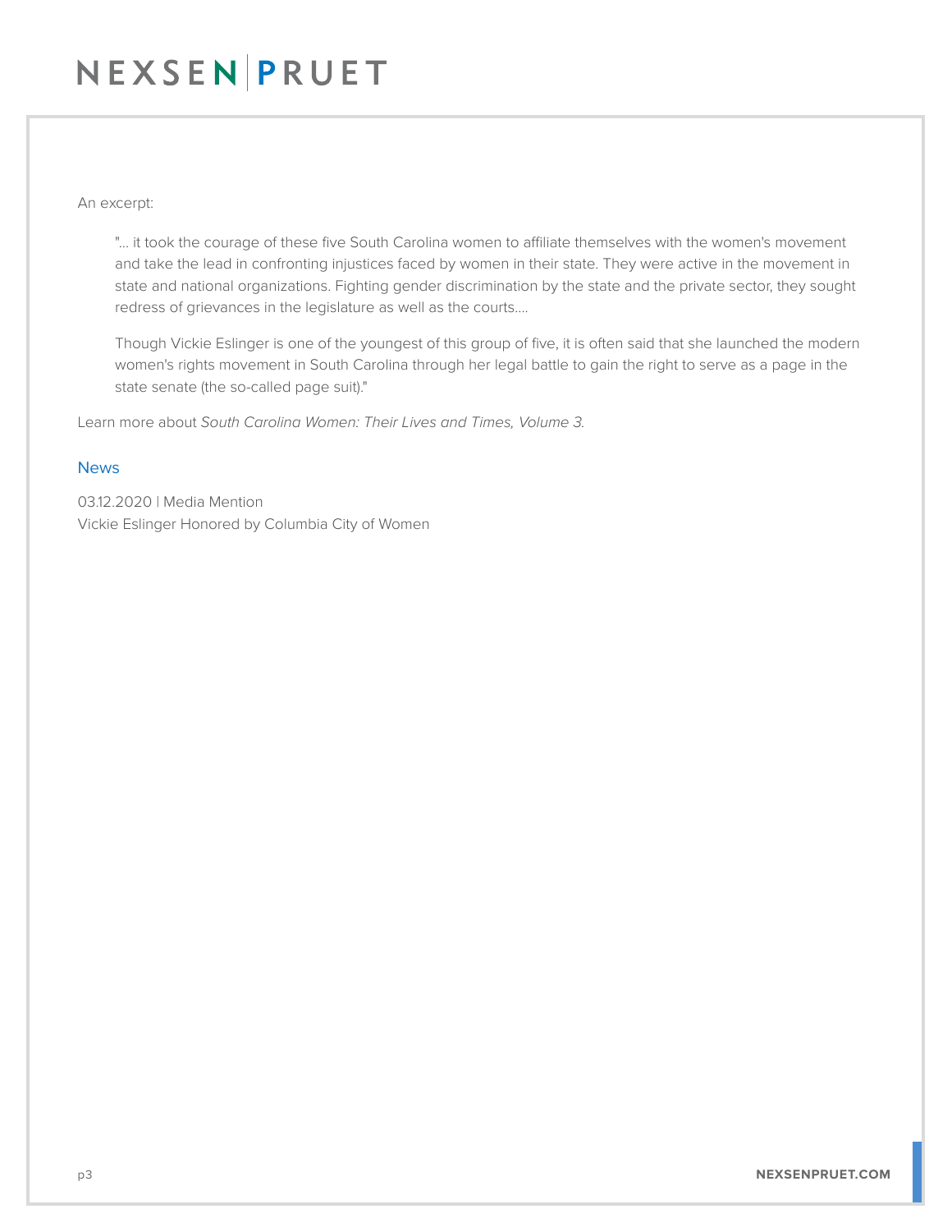An excerpt:

> "... it took the courage of these five South Carolina women to affiliate themselves with the women's movement and take the lead in confronting injustices faced by women in their state. They were active in the movement in state and national organizations. Fighting gender discrimination by the state and the private sector, they sought redress of grievances in the legislature as well as the courts....
>
> Though Vickie Eslinger is one of the youngest of this group of five, it is often said that she launched the modern women's rights movement in South Carolina through her legal battle to gain the right to serve as a page in the state senate (the so-called page suit)."

Learn more about *South Carolina Women: Their Lives and Times, Volume 3.*

## News

03.12.2020 | Media Mention
Vickie Eslinger Honored by Columbia City of Women